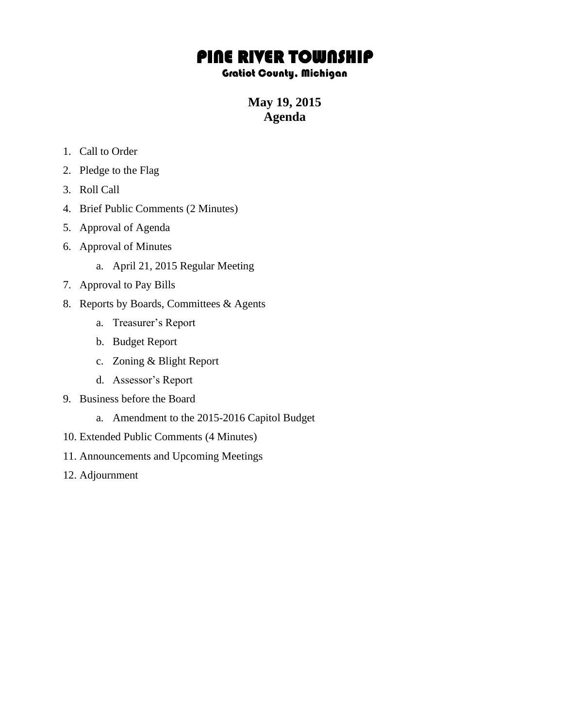# PINE RIVER TOWNSHIP

### Gratiot County, Michigan

## May 19, 2015
## Agenda

1. Call to Order
2. Pledge to the Flag
3. Roll Call
4. Brief Public Comments (2 Minutes)
5. Approval of Agenda
6. Approval of Minutes
    a. April 21, 2015 Regular Meeting
7. Approval to Pay Bills
8. Reports by Boards, Committees & Agents
    a. Treasurer's Report
    b. Budget Report
    c. Zoning & Blight Report
    d. Assessor's Report
9. Business before the Board
    a. Amendment to the 2015-2016 Capitol Budget
10. Extended Public Comments (4 Minutes)
11. Announcements and Upcoming Meetings
12. Adjournment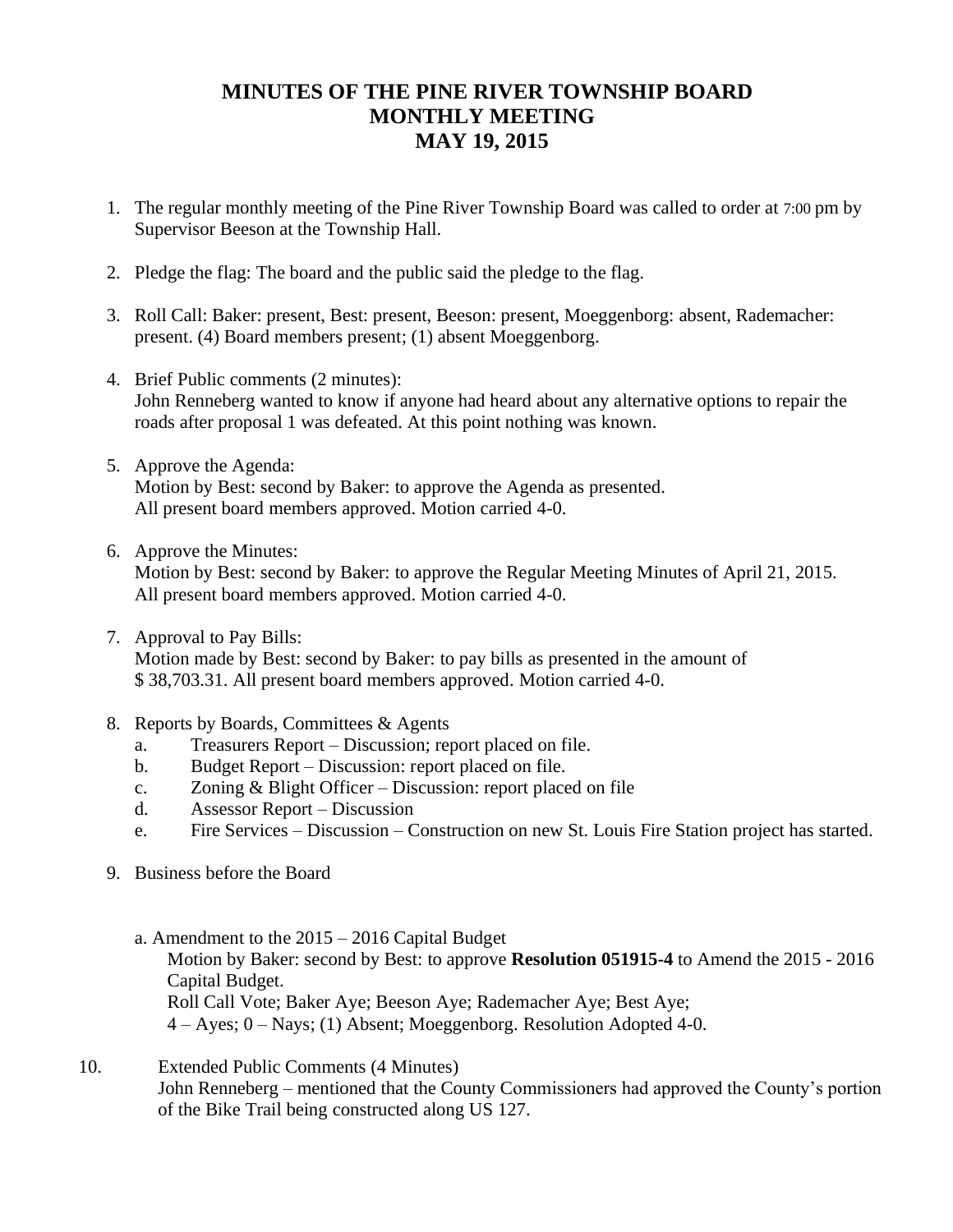# MINUTES OF THE PINE RIVER TOWNSHIP BOARD
# MONTHLY MEETING
# MAY 19, 2015

1. The regular monthly meeting of the Pine River Township Board was called to order at 7:00 pm by Supervisor Beeson at the Township Hall.

2. Pledge the flag: The board and the public said the pledge to the flag.

3. Roll Call: Baker: present, Best: present, Beeson: present, Moeggenborg: absent, Rademacher: present. (4) Board members present; (1) absent Moeggenborg.

4. Brief Public comments (2 minutes):
   John Renneberg wanted to know if anyone had heard about any alternative options to repair the roads after proposal 1 was defeated. At this point nothing was known.

5. Approve the Agenda:
   Motion by Best: second by Baker: to approve the Agenda as presented.
   All present board members approved. Motion carried 4-0.

6. Approve the Minutes:
   Motion by Best: second by Baker: to approve the Regular Meeting Minutes of April 21, 2015.
   All present board members approved. Motion carried 4-0.

7. Approval to Pay Bills:
   Motion made by Best: second by Baker: to pay bills as presented in the amount of
   $ 38,703.31. All present board members approved. Motion carried 4-0.

8. Reports by Boards, Committees & Agents
   a. Treasurers Report – Discussion; report placed on file.
   b. Budget Report – Discussion: report placed on file.
   c. Zoning & Blight Officer – Discussion: report placed on file
   d. Assessor Report – Discussion
   e. Fire Services – Discussion – Construction on new St. Louis Fire Station project has started.

9. Business before the Board

   a. Amendment to the 2015 – 2016 Capital Budget
      Motion by Baker: second by Best: to approve **Resolution 051915-4** to Amend the 2015 - 2016 Capital Budget.
      Roll Call Vote; Baker Aye; Beeson Aye; Rademacher Aye; Best Aye;
      4 – Ayes; 0 – Nays; (1) Absent; Moeggenborg. Resolution Adopted 4-0.

10. Extended Public Comments (4 Minutes)
    John Renneberg – mentioned that the County Commissioners had approved the County's portion of the Bike Trail being constructed along US 127.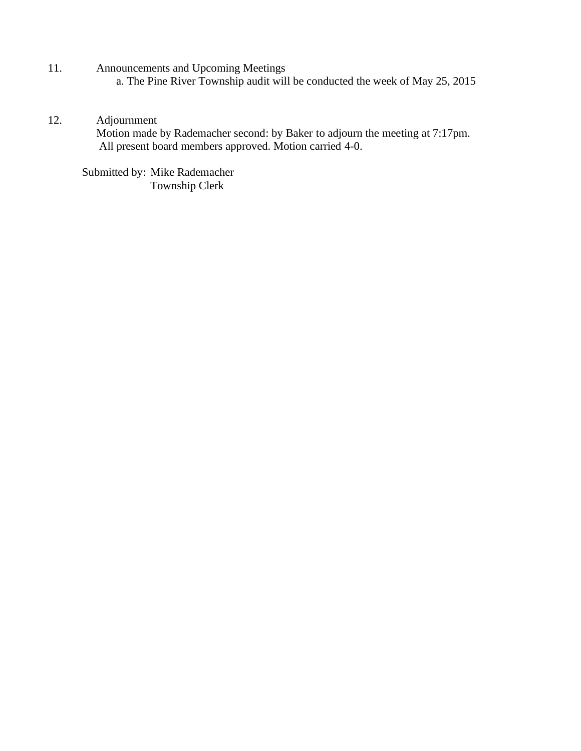11. Announcements and Upcoming Meetings
    a. The Pine River Township audit will be conducted the week of May 25, 2015

12. Adjournment
    Motion made by Rademacher second: by Baker to adjourn the meeting at 7:17pm. All present board members approved. Motion carried 4-0.

Submitted by: Mike Rademacher
Township Clerk